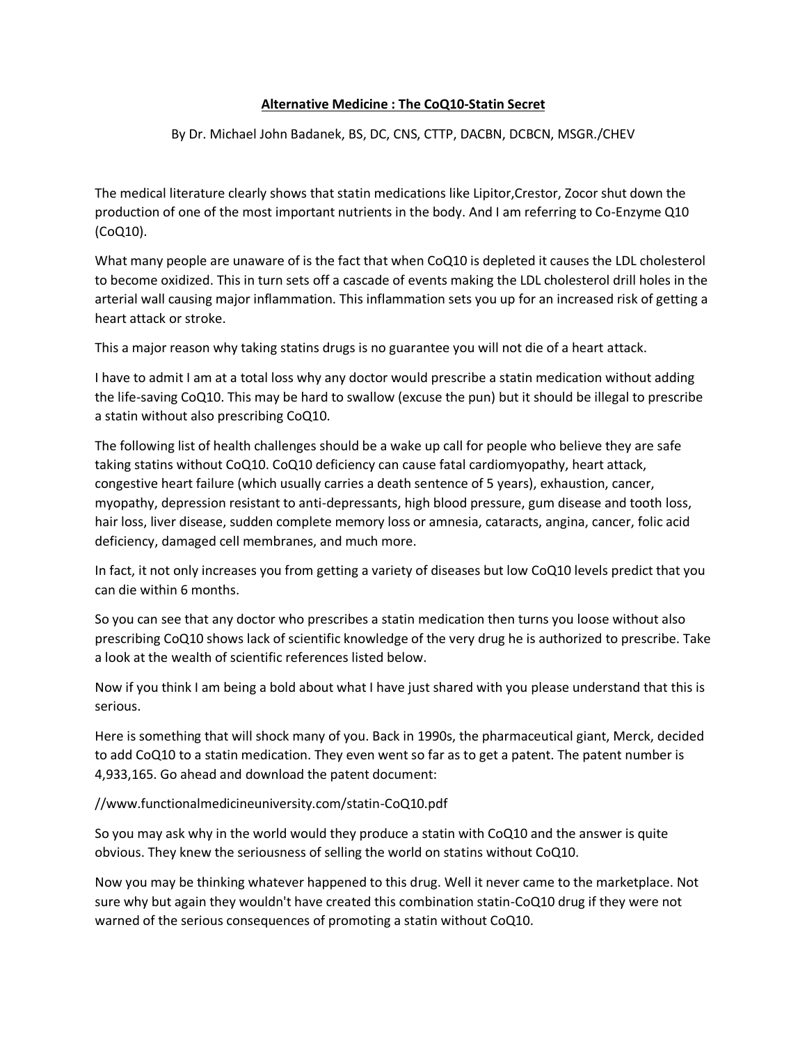# **Alternative Medicine : The CoQ10-Statin Secret**

By Dr. Michael John Badanek, BS, DC, CNS, CTTP, DACBN, DCBCN, MSGR./CHEV

The medical literature clearly shows that statin medications like Lipitor,Crestor, Zocor shut down the production of one of the most important nutrients in the body. And I am referring to Co-Enzyme Q10 (CoQ10).

What many people are unaware of is the fact that when CoQ10 is depleted it causes the LDL cholesterol to become oxidized. This in turn sets off a cascade of events making the LDL cholesterol drill holes in the arterial wall causing major inflammation. This inflammation sets you up for an increased risk of getting a heart attack or stroke.

This a major reason why taking statins drugs is no guarantee you will not die of a heart attack.

I have to admit I am at a total loss why any doctor would prescribe a statin medication without adding the life-saving CoQ10. This may be hard to swallow (excuse the pun) but it should be illegal to prescribe a statin without also prescribing CoQ10.

The following list of health challenges should be a wake up call for people who believe they are safe taking statins without CoQ10. CoQ10 deficiency can cause fatal cardiomyopathy, heart attack, congestive heart failure (which usually carries a death sentence of 5 years), exhaustion, cancer, myopathy, depression resistant to anti-depressants, high blood pressure, gum disease and tooth loss, hair loss, liver disease, sudden complete memory loss or amnesia, cataracts, angina, cancer, folic acid deficiency, damaged cell membranes, and much more.

In fact, it not only increases you from getting a variety of diseases but low CoQ10 levels predict that you can die within 6 months.

So you can see that any doctor who prescribes a statin medication then turns you loose without also prescribing CoQ10 shows lack of scientific knowledge of the very drug he is authorized to prescribe. Take a look at the wealth of scientific references listed below.

Now if you think I am being a bold about what I have just shared with you please understand that this is serious.

Here is something that will shock many of you. Back in 1990s, the pharmaceutical giant, Merck, decided to add CoQ10 to a statin medication. They even went so far as to get a patent. The patent number is 4,933,165. Go ahead and download the patent document:

//www.functionalmedicineuniversity.com/statin-CoQ10.pdf

So you may ask why in the world would they produce a statin with CoQ10 and the answer is quite obvious. They knew the seriousness of selling the world on statins without CoQ10.

Now you may be thinking whatever happened to this drug. Well it never came to the marketplace. Not sure why but again they wouldn't have created this combination statin-CoQ10 drug if they were not warned of the serious consequences of promoting a statin without CoQ10.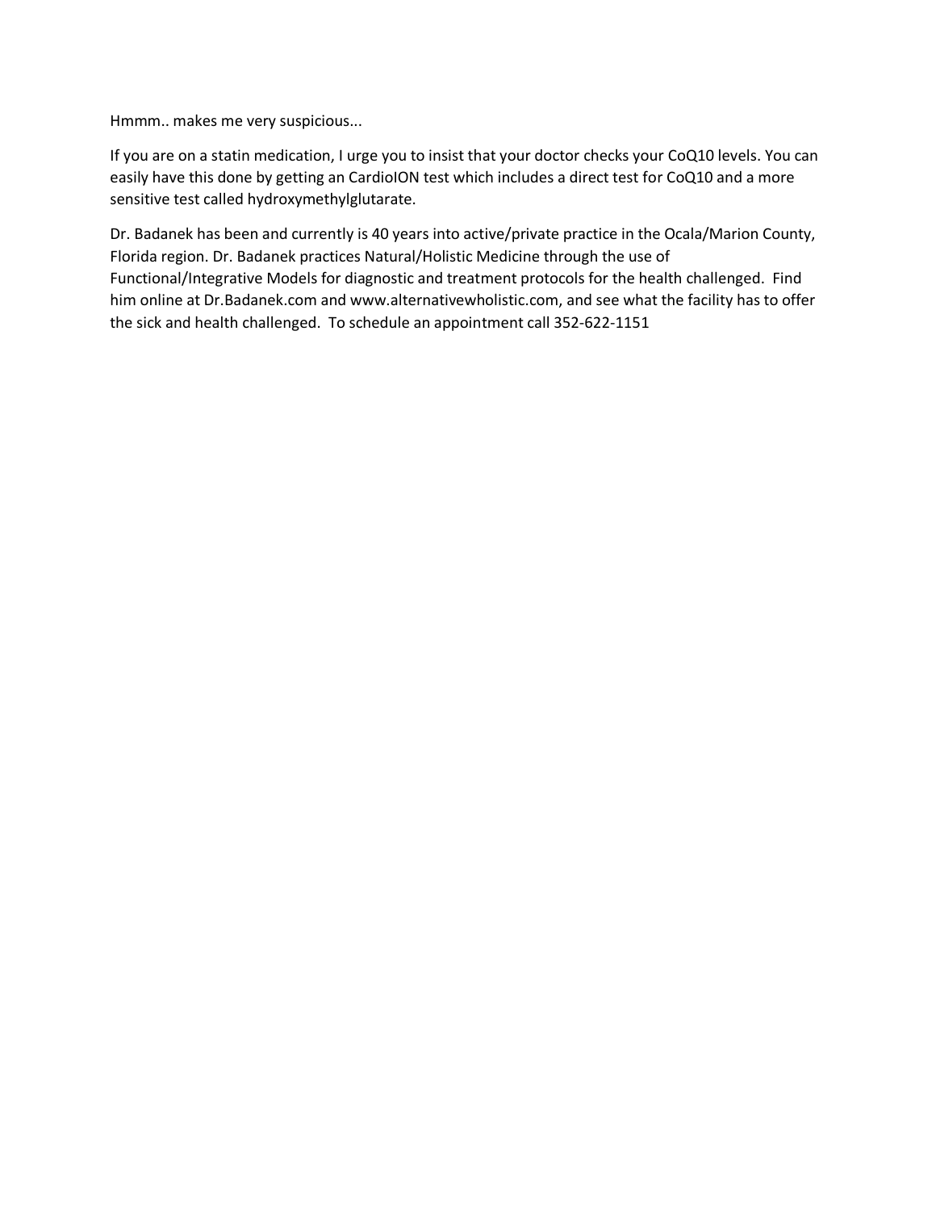Hmmm.. makes me very suspicious...

If you are on a statin medication, I urge you to insist that your doctor checks your CoQ10 levels. You can easily have this done by getting an CardioION test which includes a direct test for CoQ10 and a more sensitive test called hydroxymethylglutarate.

Dr. Badanek has been and currently is 40 years into active/private practice in the Ocala/Marion County, Florida region. Dr. Badanek practices Natural/Holistic Medicine through the use of Functional/Integrative Models for diagnostic and treatment protocols for the health challenged. Find him online at Dr.Badanek.com and www.alternativewholistic.com, and see what the facility has to offer the sick and health challenged. To schedule an appointment call 352-622-1151